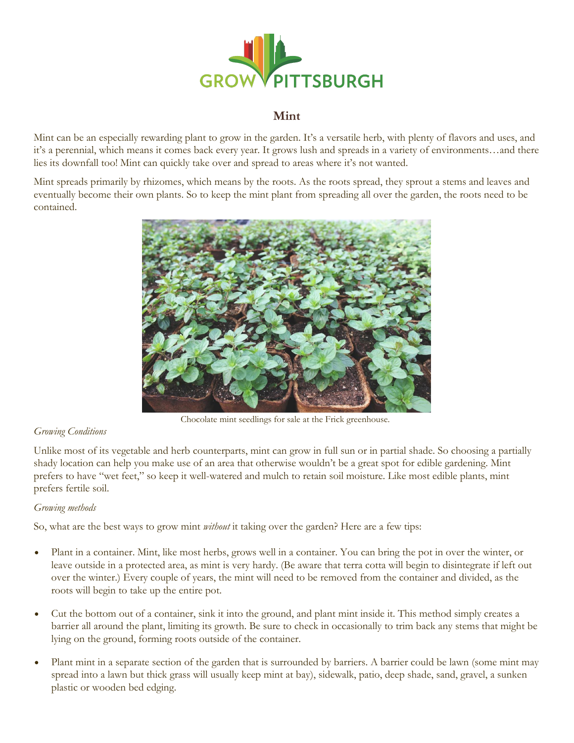# Mint

Mint can be an especially rewarding plant to grow in the garden. It's a versatile herb, with plenty of flavors and uses, and it's a perennial, which means it comes back every year. It grows lush and spreads in a variety of environments…and there lies its downfall too! Mint can quickly take over and spread to areas where it's not wanted.

Mint spreads primarily by rhizomes, which means by the roots. As the roots spread, they sprout a stems and leaves and eventually become their own plants. So to keep the mint plant from spreading all over the garden, the roots need to be contained.

Chocolate mint seedlings for sale at the Frick greenhouse.

*Growing Conditions*

Unlike most of its vegetable and herb counterparts, mint can grow in full sun or in partial shade. So choosing a partially shady location can help you make use of an area that otherwise wouldn't be a great spot for edible gardening. Mint prefers to have "wet feet," so keep it well-watered and mulch to retain soil moisture. Like most edible plants, mint prefers fertile soil.

*Growing methods*

So, what are the best ways to grow mint *without* it taking over the garden? Here are a few tips:

- Plant in a container. Mint, like most herbs, grows well in a container. You can bring the pot in over the winter, or leave outside in a protected area, as mint is very hardy. (Be aware that terra cotta will begin to disintegrate if left out over the winter.) Every couple of years, the mint will need to be removed from the container and divided, as the roots will begin to take up the entire pot.

- Cut the bottom out of a container, sink it into the ground, and plant mint inside it. This method simply creates a barrier all around the plant, limiting its growth. Be sure to check in occasionally to trim back any stems that might be lying on the ground, forming roots outside of the container.

- Plant mint in a separate section of the garden that is surrounded by barriers. A barrier could be lawn (some mint may spread into a lawn but thick grass will usually keep mint at bay), sidewalk, patio, deep shade, sand, gravel, a sunken plastic or wooden bed edging.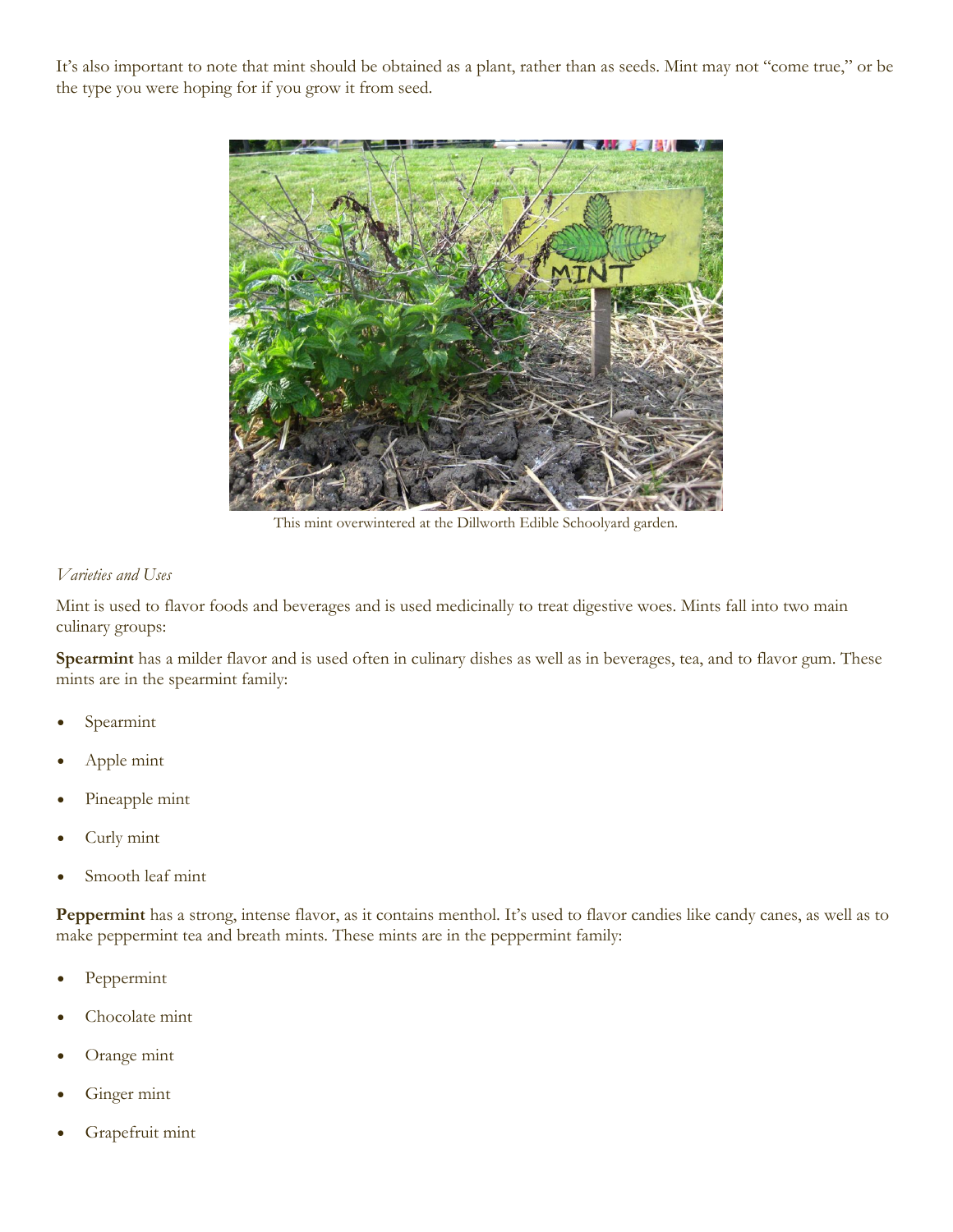It's also important to note that mint should be obtained as a plant, rather than as seeds. Mint may not "come true," or be the type you were hoping for if you grow it from seed.

This mint overwintered at the Dillworth Edible Schoolyard garden.

*Varieties and Uses*

Mint is used to flavor foods and beverages and is used medicinally to treat digestive woes. Mints fall into two main culinary groups:

**Spearmint** has a milder flavor and is used often in culinary dishes as well as in beverages, tea, and to flavor gum. These mints are in the spearmint family:

- Spearmint
- Apple mint
- Pineapple mint
- Curly mint
- Smooth leaf mint

**Peppermint** has a strong, intense flavor, as it contains menthol. It's used to flavor candies like candy canes, as well as to make peppermint tea and breath mints. These mints are in the peppermint family:

- Peppermint
- Chocolate mint
- Orange mint
- Ginger mint
- Grapefruit mint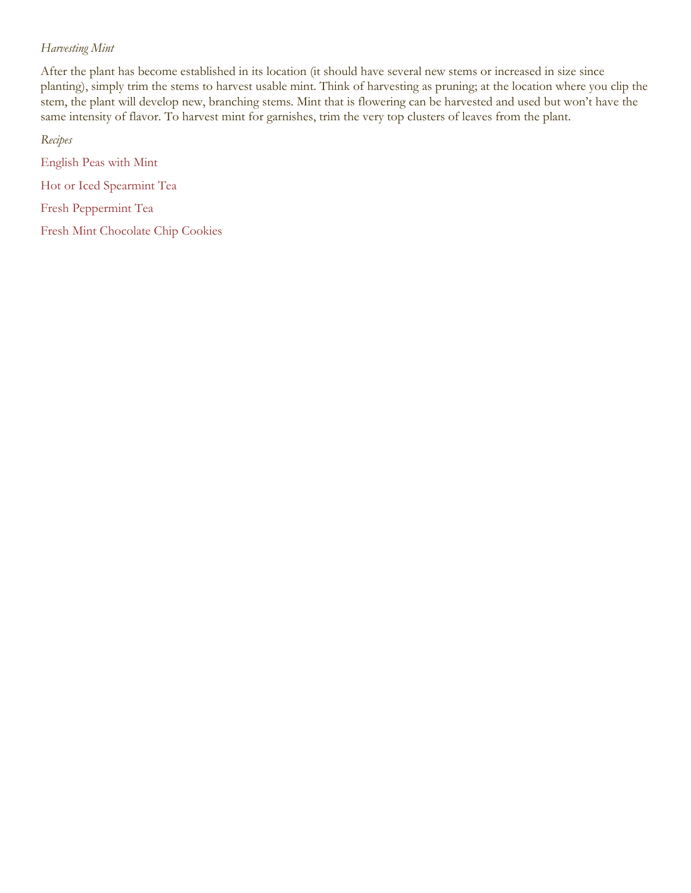*Harvesting Mint*

After the plant has become established in its location (it should have several new stems or increased in size since planting), simply trim the stems to harvest usable mint. Think of harvesting as pruning; at the location where you clip the stem, the plant will develop new, branching stems. Mint that is flowering can be harvested and used but won't have the same intensity of flavor. To harvest mint for garnishes, trim the very top clusters of leaves from the plant.

*Recipes*

English Peas with Mint

Hot or Iced Spearmint Tea

Fresh Peppermint Tea

Fresh Mint Chocolate Chip Cookies